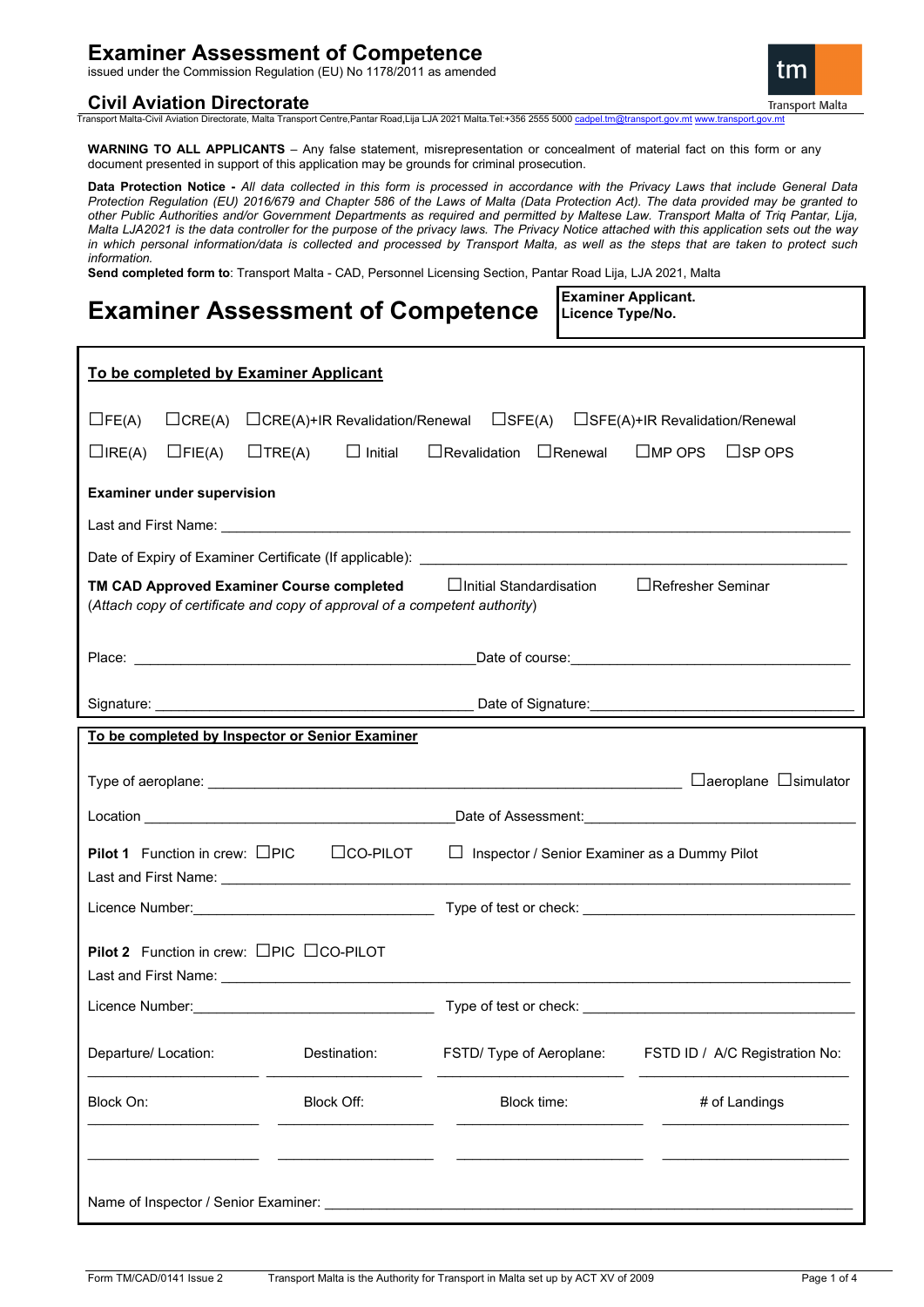# Examiner Assessment of Competence

issued under the Commission Regulation (EU) No 1178/2011 as amended

## Civil Aviation Directorate

Transport Malta-Civil Aviation Directorate, Malta Transport Centre,Pantar Road,Lija LJA 2021 Malta.Tel:+356 2555 5000 cadpel.tm@transport.gov.mt www.transport.gov.mt

**WARNING TO ALL APPLICANTS** – Any false statement, misrepresentation or concealment of material fact on this form or any document presented in support of this application may be grounds for criminal prosecution.

**Data Protection Notice -** *All data collected in this form is processed in accordance with the Privacy Laws that include General Data Protection Regulation (EU) 2016/679 and Chapter 586 of the Laws of Malta (Data Protection Act). The data provided may be granted to other Public Authorities and/or Government Departments as required and permitted by Maltese Law. Transport Malta of Triq Pantar, Lija, Malta LJA2021 is the data controller for the purpose of the privacy laws. The Privacy Notice attached with this application sets out the way in which personal information/data is collected and processed by Transport Malta, as well as the steps that are taken to protect such information.*

**Send completed form to**: Transport Malta - CAD, Personnel Licensing Section, Pantar Road Lija, LJA 2021, Malta

# Examiner Assessment of Competence

**Examiner Applicant. Licence Type/No.**

## To be completed by Examiner Applicant

☐FE(A) ☐CRE(A) ☐CRE(A)+IR Revalidation/Renewal ☐SFE(A) ☐SFE(A)+IR Revalidation/Renewal

☐IRE(A) ☐FIE(A) ☐TRE(A) ☐ Initial ☐Revalidation ☐Renewal ☐MP OPS ☐SP OPS

**Examiner under supervision**

Last and First Name: \_\_\_\_\_\_\_\_\_\_\_\_\_\_\_\_\_\_\_\_\_\_\_\_\_\_\_\_\_\_\_\_\_\_\_\_\_\_\_\_

Date of Expiry of Examiner Certificate (If applicable): \_\_\_\_\_\_\_\_\_\_\_\_\_\_\_\_\_\_\_\_\_\_\_\_\_\_\_\_

**TM CAD Approved Examiner Course completed** ☐Initial Standardisation ☐Refresher Seminar
(*Attach copy of certificate and copy of approval of a competent authority*)

Place: \_\_\_\_\_\_\_\_\_\_\_\_\_\_\_\_\_\_\_\_\_\_\_\_ Date of course: \_\_\_\_\_\_\_\_\_\_\_\_\_\_\_\_\_\_\_\_\_\_\_\_

Signature: \_\_\_\_\_\_\_\_\_\_\_\_\_\_\_\_\_\_\_\_\_\_\_\_ Date of Signature: \_\_\_\_\_\_\_\_\_\_\_\_\_\_\_\_\_\_\_\_\_\_\_\_

## To be completed by Inspector or Senior Examiner

Type of aeroplane: \_\_\_\_\_\_\_\_\_\_\_\_\_\_\_\_\_\_\_\_\_\_\_\_\_\_\_\_\_\_\_\_ ☐aeroplane ☐simulator

Location \_\_\_\_\_\_\_\_\_\_\_\_\_\_\_\_\_\_\_\_\_\_\_\_ Date of Assessment: \_\_\_\_\_\_\_\_\_\_\_\_\_\_\_\_\_\_\_\_\_\_\_\_

**Pilot 1** Function in crew: ☐PIC ☐CO-PILOT ☐ Inspector / Senior Examiner as a Dummy Pilot

Last and First Name: \_\_\_\_\_\_\_\_\_\_\_\_\_\_\_\_\_\_\_\_\_\_\_\_\_\_\_\_\_\_\_\_\_\_\_\_\_\_\_\_

Licence Number: \_\_\_\_\_\_\_\_\_\_\_\_\_\_\_\_\_\_\_\_\_\_\_\_ Type of test or check: \_\_\_\_\_\_\_\_\_\_\_\_\_\_\_\_\_\_\_\_\_\_\_\_

**Pilot 2** Function in crew: ☐PIC ☐CO-PILOT

Last and First Name: \_\_\_\_\_\_\_\_\_\_\_\_\_\_\_\_\_\_\_\_\_\_\_\_\_\_\_\_\_\_\_\_\_\_\_\_\_\_\_\_

Licence Number: \_\_\_\_\_\_\_\_\_\_\_\_\_\_\_\_\_\_\_\_\_\_\_\_ Type of test or check: \_\_\_\_\_\_\_\_\_\_\_\_\_\_\_\_\_\_\_\_\_\_\_\_

| Departure/ Location: | Destination: | FSTD/ Type of Aeroplane: | FSTD ID / A/C Registration No: |
|---|---|---|---|
| | | | |

| Block On: | Block Off: | Block time: | # of Landings |
|---|---|---|---|
| | | | |
| | | | |

Name of Inspector / Senior Examiner: \_\_\_\_\_\_\_\_\_\_\_\_\_\_\_\_\_\_\_\_\_\_\_\_\_\_\_\_\_\_\_\_

Form TM/CAD/0141 Issue 2 Transport Malta is the Authority for Transport in Malta set up by ACT XV of 2009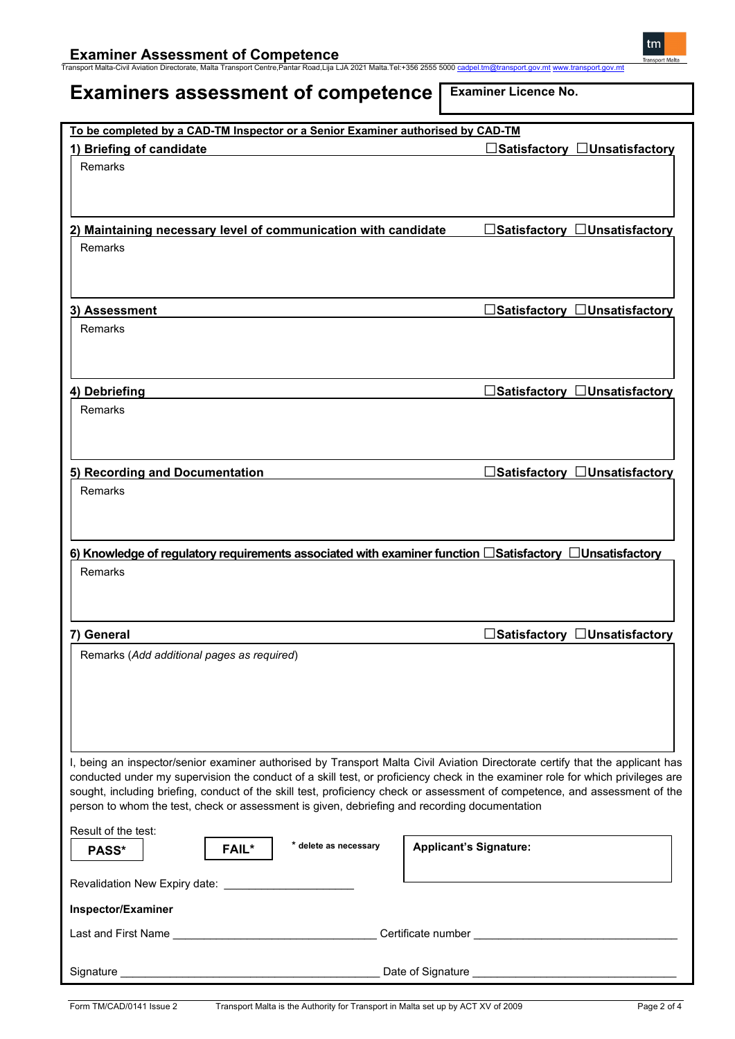# Examiners assessment of competence

**Examiner Licence No.**

**To be completed by a CAD-TM Inspector or a Senior Examiner authorised by CAD-TM**

**1) Briefing of candidate** ☐**Satisfactory** ☐**Unsatisfactory**

Remarks

**2) Maintaining necessary level of communication with candidate** ☐**Satisfactory** ☐**Unsatisfactory**

Remarks

**3) Assessment** ☐**Satisfactory** ☐**Unsatisfactory**

Remarks

**4) Debriefing** ☐**Satisfactory** ☐**Unsatisfactory**

Remarks

**5) Recording and Documentation** ☐**Satisfactory** ☐**Unsatisfactory**

Remarks

**6) Knowledge of regulatory requirements associated with examiner function** ☐**Satisfactory** ☐**Unsatisfactory**

Remarks

**7) General** ☐**Satisfactory** ☐**Unsatisfactory**

Remarks (*Add additional pages as required*)

I, being an inspector/senior examiner authorised by Transport Malta Civil Aviation Directorate certify that the applicant has conducted under my supervision the conduct of a skill test, or proficiency check in the examiner role for which privileges are sought, including briefing, conduct of the skill test, proficiency check or assessment of competence, and assessment of the person to whom the test, check or assessment is given, debriefing and recording documentation

Result of the test:

**PASS*** **FAIL*** * **delete as necessary**

**Applicant's Signature:**

Revalidation New Expiry date: ____________________

**Inspector/Examiner**

Last and First Name ________________________________ Certificate number ________________________________

Signature ________________________________________ Date of Signature ________________________________

Form TM/CAD/0141 Issue 2 Transport Malta is the Authority for Transport in Malta set up by ACT XV of 2009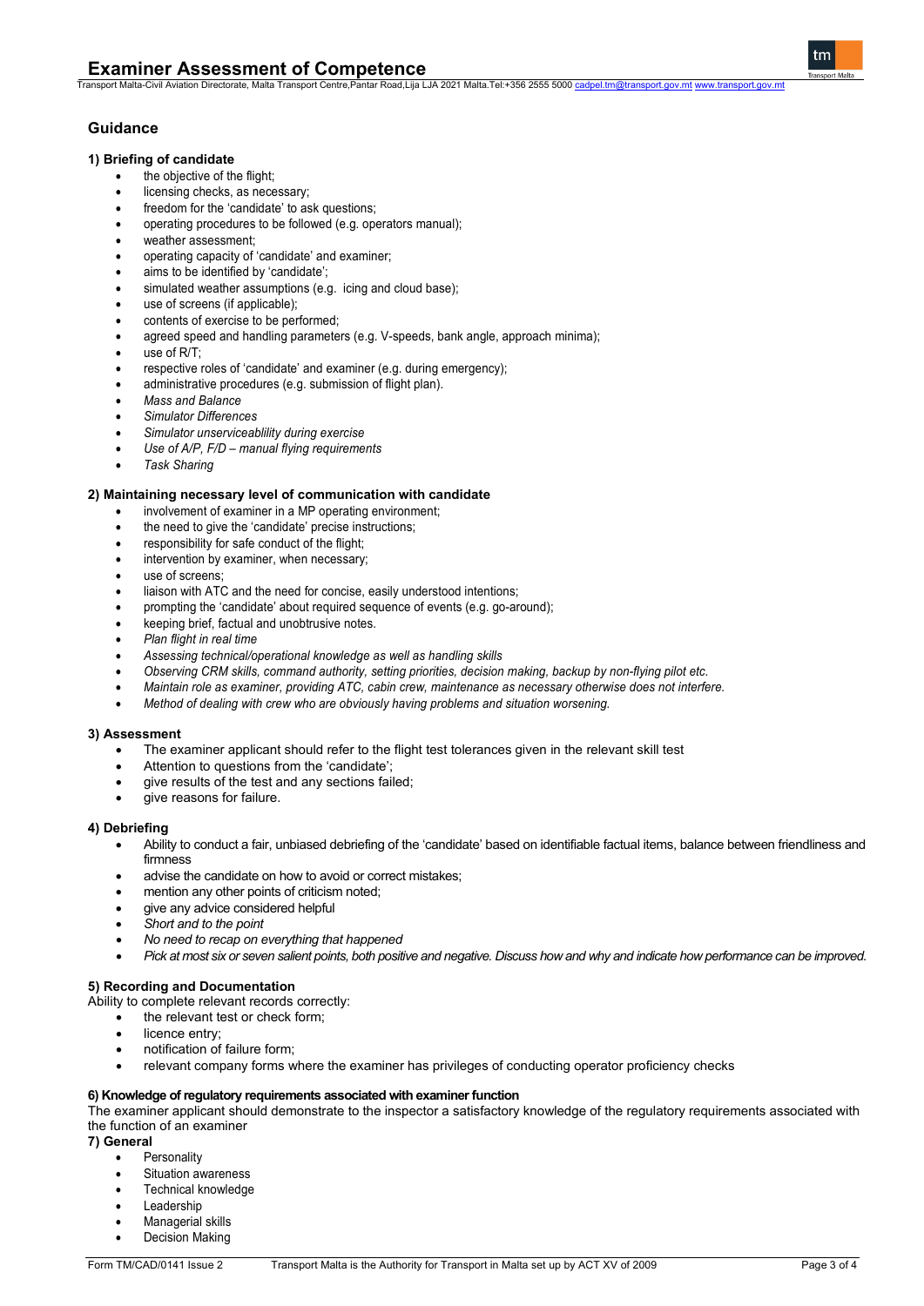## Guidance

### 1) Briefing of candidate

- the objective of the flight;
- licensing checks, as necessary;
- freedom for the 'candidate' to ask questions;
- operating procedures to be followed (e.g. operators manual);
- weather assessment;
- operating capacity of 'candidate' and examiner;
- aims to be identified by 'candidate';
- simulated weather assumptions (e.g. icing and cloud base);
- use of screens (if applicable);
- contents of exercise to be performed;
- agreed speed and handling parameters (e.g. V-speeds, bank angle, approach minima);
- use of R/T;
- respective roles of 'candidate' and examiner (e.g. during emergency);
- administrative procedures (e.g. submission of flight plan).
- *Mass and Balance*
- *Simulator Differences*
- *Simulator unserviceablility during exercise*
- *Use of A/P, F/D – manual flying requirements*
- *Task Sharing*

### 2) Maintaining necessary level of communication with candidate

- involvement of examiner in a MP operating environment;
- the need to give the 'candidate' precise instructions;
- responsibility for safe conduct of the flight;
- intervention by examiner, when necessary;
- use of screens;
- liaison with ATC and the need for concise, easily understood intentions;
- prompting the 'candidate' about required sequence of events (e.g. go-around);
- keeping brief, factual and unobtrusive notes.
- *Plan flight in real time*
- *Assessing technical/operational knowledge as well as handling skills*
- *Observing CRM skills, command authority, setting priorities, decision making, backup by non-flying pilot etc.*
- *Maintain role as examiner, providing ATC, cabin crew, maintenance as necessary otherwise does not interfere.*
- *Method of dealing with crew who are obviously having problems and situation worsening.*

### 3) Assessment

- The examiner applicant should refer to the flight test tolerances given in the relevant skill test
- Attention to questions from the 'candidate';
- give results of the test and any sections failed;
- give reasons for failure.

### 4) Debriefing

- Ability to conduct a fair, unbiased debriefing of the 'candidate' based on identifiable factual items, balance between friendliness and firmness
- advise the candidate on how to avoid or correct mistakes;
- mention any other points of criticism noted;
- give any advice considered helpful
- *Short and to the point*
- *No need to recap on everything that happened*
- *Pick at most six or seven salient points, both positive and negative. Discuss how and why and indicate how performance can be improved.*

### 5) Recording and Documentation

Ability to complete relevant records correctly:

- the relevant test or check form;
- licence entry;
- notification of failure form;
- relevant company forms where the examiner has privileges of conducting operator proficiency checks

### 6) Knowledge of regulatory requirements associated with examiner function

The examiner applicant should demonstrate to the inspector a satisfactory knowledge of the regulatory requirements associated with the function of an examiner

### 7) General

- Personality
- Situation awareness
- Technical knowledge
- Leadership
- Managerial skills
- Decision Making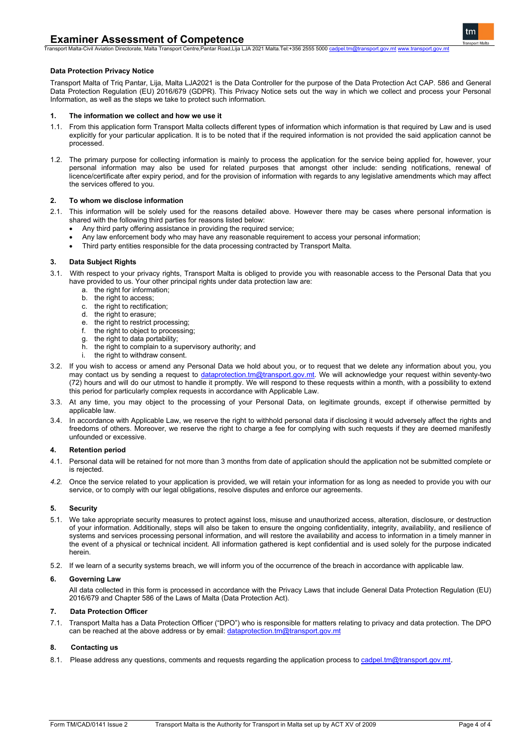### Data Protection Privacy Notice

Transport Malta of Triq Pantar, Lija, Malta LJA2021 is the Data Controller for the purpose of the Data Protection Act CAP. 586 and General Data Protection Regulation (EU) 2016/679 (GDPR). This Privacy Notice sets out the way in which we collect and process your Personal Information, as well as the steps we take to protect such information.

#### 1. The information we collect and how we use it

1.1. From this application form Transport Malta collects different types of information which information is that required by Law and is used explicitly for your particular application. It is to be noted that if the required information is not provided the said application cannot be processed.

1.2. The primary purpose for collecting information is mainly to process the application for the service being applied for, however, your personal information may also be used for related purposes that amongst other include: sending notifications, renewal of licence/certificate after expiry period, and for the provision of information with regards to any legislative amendments which may affect the services offered to you.

#### 2. To whom we disclose information

2.1. This information will be solely used for the reasons detailed above. However there may be cases where personal information is shared with the following third parties for reasons listed below:

- Any third party offering assistance in providing the required service;
- Any law enforcement body who may have any reasonable requirement to access your personal information;
- Third party entities responsible for the data processing contracted by Transport Malta.

#### 3. Data Subject Rights

3.1. With respect to your privacy rights, Transport Malta is obliged to provide you with reasonable access to the Personal Data that you have provided to us. Your other principal rights under data protection law are:

a. the right for information;
b. the right to access;
c. the right to rectification;
d. the right to erasure;
e. the right to restrict processing;
f. the right to object to processing;
g. the right to data portability;
h. the right to complain to a supervisory authority; and
i. the right to withdraw consent.

3.2. If you wish to access or amend any Personal Data we hold about you, or to request that we delete any information about you, you may contact us by sending a request to dataprotection.tm@transport.gov.mt. We will acknowledge your request within seventy-two (72) hours and will do our utmost to handle it promptly. We will respond to these requests within a month, with a possibility to extend this period for particularly complex requests in accordance with Applicable Law.

3.3. At any time, you may object to the processing of your Personal Data, on legitimate grounds, except if otherwise permitted by applicable law.

3.4. In accordance with Applicable Law, we reserve the right to withhold personal data if disclosing it would adversely affect the rights and freedoms of others. Moreover, we reserve the right to charge a fee for complying with such requests if they are deemed manifestly unfounded or excessive.

#### 4. Retention period

4.1. Personal data will be retained for not more than 3 months from date of application should the application not be submitted complete or is rejected.

*4.2.* Once the service related to your application is provided, we will retain your information for as long as needed to provide you with our service, or to comply with our legal obligations, resolve disputes and enforce our agreements.

#### 5. Security

5.1. We take appropriate security measures to protect against loss, misuse and unauthorized access, alteration, disclosure, or destruction of your information. Additionally, steps will also be taken to ensure the ongoing confidentiality, integrity, availability, and resilience of systems and services processing personal information, and will restore the availability and access to information in a timely manner in the event of a physical or technical incident. All information gathered is kept confidential and is used solely for the purpose indicated herein.

5.2. If we learn of a security systems breach, we will inform you of the occurrence of the breach in accordance with applicable law.

#### 6. Governing Law

All data collected in this form is processed in accordance with the Privacy Laws that include General Data Protection Regulation (EU) 2016/679 and Chapter 586 of the Laws of Malta (Data Protection Act).

#### 7. Data Protection Officer

7.1. Transport Malta has a Data Protection Officer ("DPO") who is responsible for matters relating to privacy and data protection. The DPO can be reached at the above address or by email: dataprotection.tm@transport.gov.mt

#### 8. Contacting us

8.1. Please address any questions, comments and requests regarding the application process to cadpel.tm@transport.gov.mt.